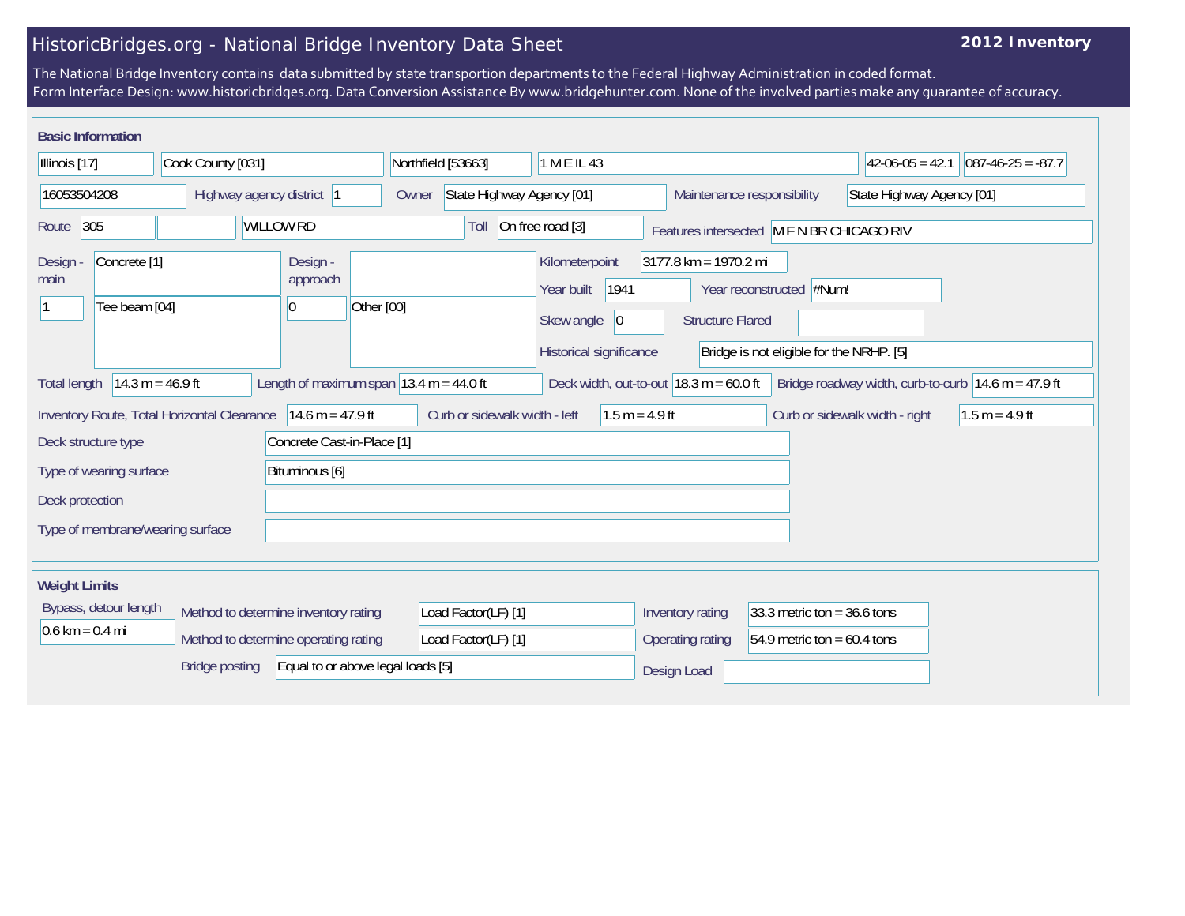# HistoricBridges.org - National Bridge Inventory Data Sheet

**2012 Inventory**

The National Bridge Inventory contains data submitted by state transportion departments to the Federal Highway Administration in coded format.
Form Interface Design: www.historicbridges.org. Data Conversion Assistance By www.bridgehunter.com. None of the involved parties make any guarantee of accuracy.

## Basic Information

| | |
|---|---|
| State | Illinois [17] |
| County | Cook County [031] |
| Place | Northfield [53663] |
| Location | 1 M E IL 43 |
| Latitude | 42-06-05 = 42.1 |
| Longitude | 087-46-25 = -87.7 |
| Structure number | 16053504208 |
| Highway agency district | 1 |
| Owner | State Highway Agency [01] |
| Maintenance responsibility | State Highway Agency [01] |
| Route | 305 |
| Facility carried | WILLOW RD |
| Toll | On free road [3] |
| Features intersected | M F N BR CHICAGO RIV |
| Design - main | Concrete [1] |
| Design - main (spans) | 1 |
| Design - main (type) | Tee beam [04] |
| Design - approach | |
| Design - approach (spans) | 0 |
| Design - approach (type) | Other [00] |
| Kilometerpoint | 3177.8 km = 1970.2 mi |
| Year built | 1941 |
| Year reconstructed | #Num! |
| Skew angle | 0 |
| Structure Flared | |
| Historical significance | Bridge is not eligible for the NRHP. [5] |
| Total length | 14.3 m = 46.9 ft |
| Length of maximum span | 13.4 m = 44.0 ft |
| Deck width, out-to-out | 18.3 m = 60.0 ft |
| Bridge roadway width, curb-to-curb | 14.6 m = 47.9 ft |
| Inventory Route, Total Horizontal Clearance | 14.6 m = 47.9 ft |
| Curb or sidewalk width - left | 1.5 m = 4.9 ft |
| Curb or sidewalk width - right | 1.5 m = 4.9 ft |
| Deck structure type | Concrete Cast-in-Place [1] |
| Type of wearing surface | Bituminous [6] |
| Deck protection | |
| Type of membrane/wearing surface | |

## Weight Limits

| | |
|---|---|
| Bypass, detour length | 0.6 km = 0.4 mi |
| Method to determine inventory rating | Load Factor(LF) [1] |
| Method to determine operating rating | Load Factor(LF) [1] |
| Inventory rating | 33.3 metric ton = 36.6 tons |
| Operating rating | 54.9 metric ton = 60.4 tons |
| Bridge posting | Equal to or above legal loads [5] |
| Design Load | |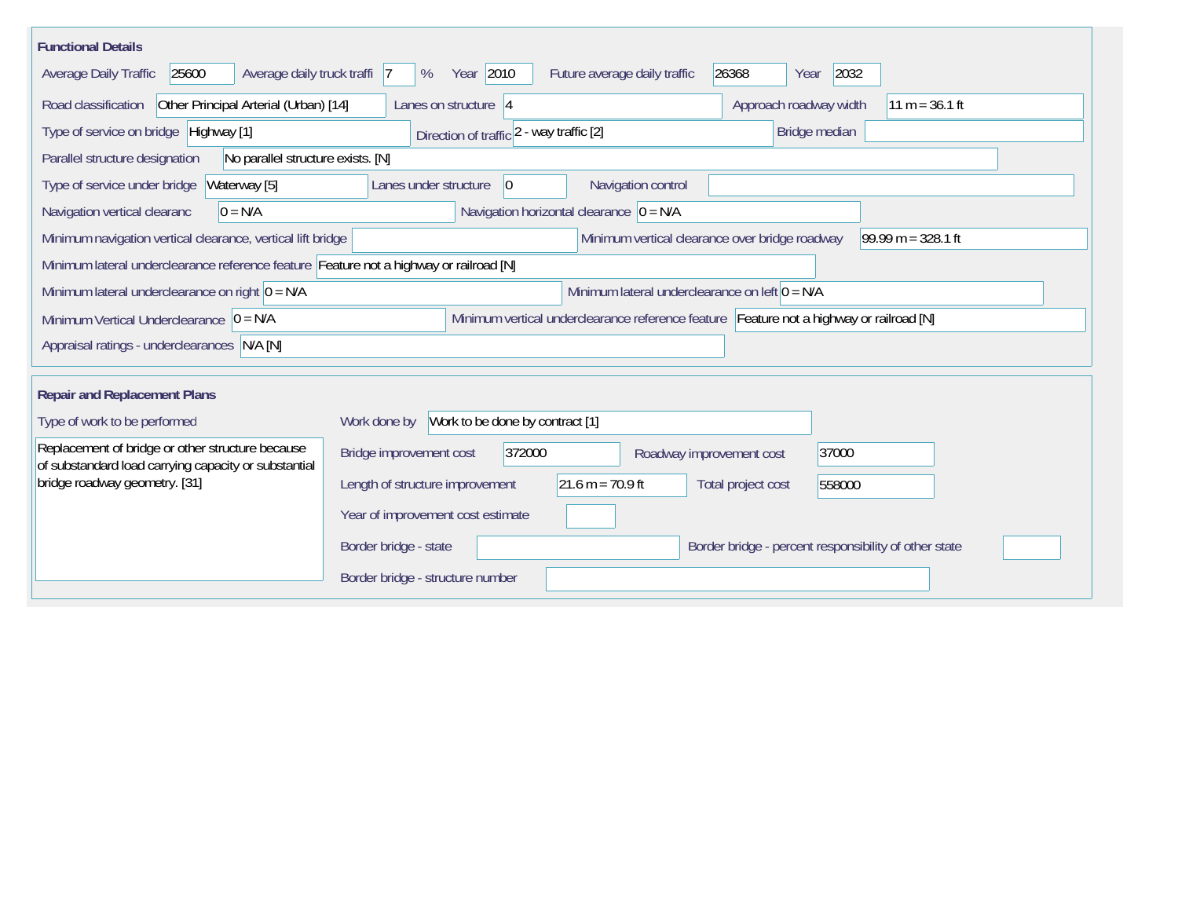## Functional Details

| Field | Value |
|---|---|
| Average Daily Traffic | 25600 |
| Average daily truck traffi | 7 % |
| Year | 2010 |
| Future average daily traffic | 26368 |
| Year | 2032 |
| Road classification | Other Principal Arterial (Urban) [14] |
| Lanes on structure | 4 |
| Approach roadway width | 11 m = 36.1 ft |
| Type of service on bridge | Highway [1] |
| Direction of traffic | 2 - way traffic [2] |
| Bridge median | |
| Parallel structure designation | No parallel structure exists. [N] |
| Type of service under bridge | Waterway [5] |
| Lanes under structure | 0 |
| Navigation control | |
| Navigation vertical clearanc | 0 = N/A |
| Navigation horizontal clearance | 0 = N/A |
| Minimum navigation vertical clearance, vertical lift bridge | |
| Minimum vertical clearance over bridge roadway | 99.99 m = 328.1 ft |
| Minimum lateral underclearance reference feature | Feature not a highway or railroad [N] |
| Minimum lateral underclearance on right | 0 = N/A |
| Minimum lateral underclearance on left | 0 = N/A |
| Minimum Vertical Underclearance | 0 = N/A |
| Minimum vertical underclearance reference feature | Feature not a highway or railroad [N] |
| Appraisal ratings - underclearances | N/A [N] |

## Repair and Replacement Plans

| Field | Value |
|---|---|
| Type of work to be performed | Replacement of bridge or other structure because of substandard load carrying capacity or substantial bridge roadway geometry. [31] |
| Work done by | Work to be done by contract [1] |
| Bridge improvement cost | 372000 |
| Roadway improvement cost | 37000 |
| Length of structure improvement | 21.6 m = 70.9 ft |
| Total project cost | 558000 |
| Year of improvement cost estimate | |
| Border bridge - state | |
| Border bridge - percent responsibility of other state | |
| Border bridge - structure number | |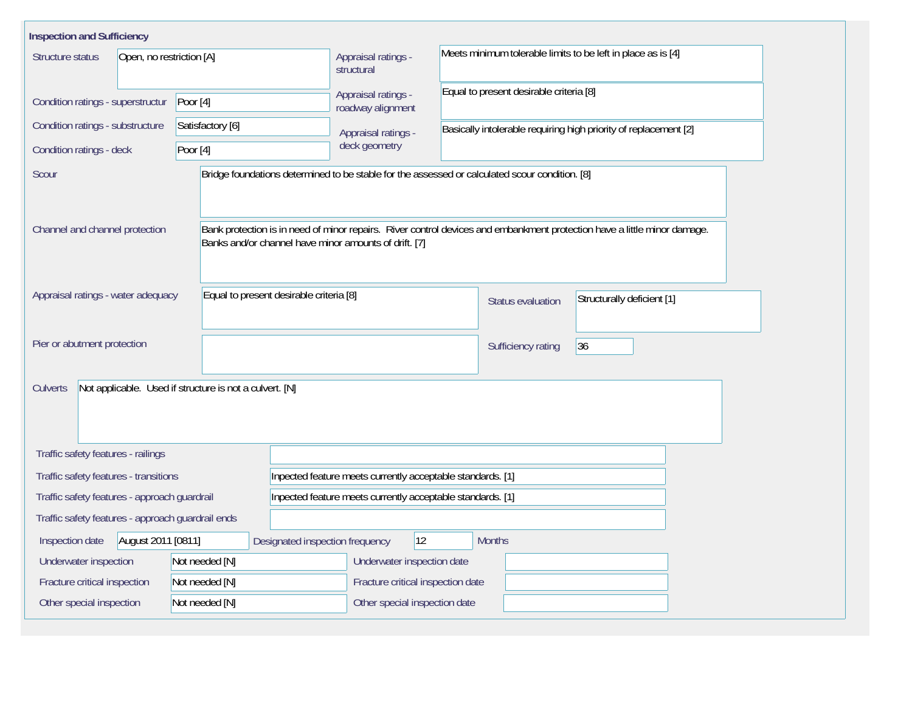## Inspection and Sufficiency

| | |
|---|---|
| Structure status | Open, no restriction [A] |
| Appraisal ratings - structural | Meets minimum tolerable limits to be left in place as is [4] |
| Condition ratings - superstructur | Poor [4] |
| Appraisal ratings - roadway alignment | Equal to present desirable criteria [8] |
| Condition ratings - substructure | Satisfactory [6] |
| Appraisal ratings - deck geometry | Basically intolerable requiring high priority of replacement [2] |
| Condition ratings - deck | Poor [4] |
| Scour | Bridge foundations determined to be stable for the assessed or calculated scour condition. [8] |
| Channel and channel protection | Bank protection is in need of minor repairs. River control devices and embankment protection have a little minor damage. Banks and/or channel have minor amounts of drift. [7] |
| Appraisal ratings - water adequacy | Equal to present desirable criteria [8] |
| Status evaluation | Structurally deficient [1] |
| Pier or abutment protection | |
| Sufficiency rating | 36 |
| Culverts | Not applicable. Used if structure is not a culvert. [N] |
| Traffic safety features - railings | |
| Traffic safety features - transitions | Inpected feature meets currently acceptable standards. [1] |
| Traffic safety features - approach guardrail | Inpected feature meets currently acceptable standards. [1] |
| Traffic safety features - approach guardrail ends | |
| Inspection date | August 2011 [0811] |
| Designated inspection frequency | 12 Months |
| Underwater inspection | Not needed [N] |
| Underwater inspection date | |
| Fracture critical inspection | Not needed [N] |
| Fracture critical inspection date | |
| Other special inspection | Not needed [N] |
| Other special inspection date | |